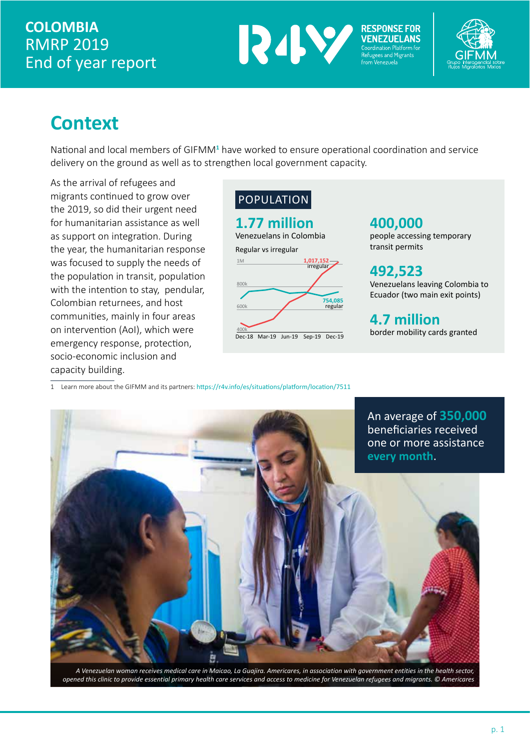# COLOMBIA
RMRP 2019
End of year report

RESPONSE FOR VENEZUELANS
Coordination Platform for Refugees and Migrants from Venezuela

GIFMM
Grupo Interagencial sobre Flujos Migratorios Mixtos

## Context

National and local members of GIFMM[1] have worked to ensure operational coordination and service delivery on the ground as well as to strengthen local government capacity.

As the arrival of refugees and migrants continued to grow over the 2019, so did their urgent need for humanitarian assistance as well as support on integration. During the year, the humanitarian response was focused to supply the needs of the population in transit, population with the intention to stay, pendular, Colombian returnees, and host communities, mainly in four areas on intervention (AoI), which were emergency response, protection, socio-economic inclusion and capacity building.

### POPULATION

**1.77 million**
Venezuelans in Colombia

Regular vs irregular

- 1,017,152 irregular
- 754,085 regular

(Dec-18, Mar-19, Jun-19, Sep-19, Dec-19)

**400,000**
people accessing temporary transit permits

**492,523**
Venezuelans leaving Colombia to Ecuador (two main exit points)

**4.7 million**
border mobility cards granted

1 Learn more about the GIFMM and its partners: https://r4v.info/es/situations/platform/location/7511

An average of **350,000** beneficiaries received one or more assistance **every month**.

*A Venezuelan woman receives medical care in Maicao, La Guajira. Americares, in association with government entities in the health sector, opened this clinic to provide essential primary health care services and access to medicine for Venezuelan refugees and migrants. © Americares*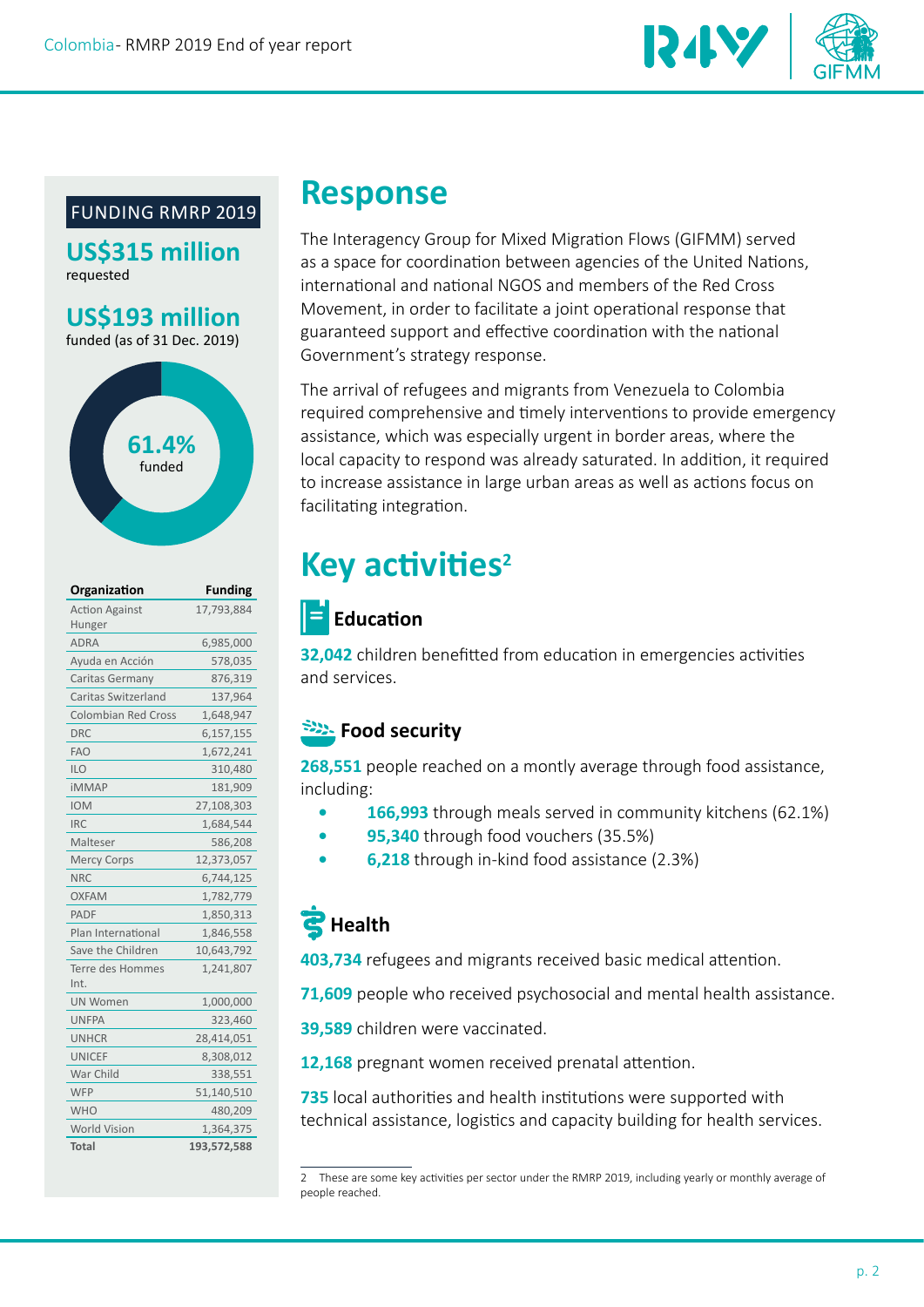## FUNDING RMRP 2019

**US$315 million**
requested

**US$193 million**
funded (as of 31 Dec. 2019)

**61.4%** funded

| Organization | Funding |
|---|---|
| Action Against Hunger | 17,793,884 |
| ADRA | 6,985,000 |
| Ayuda en Acción | 578,035 |
| Caritas Germany | 876,319 |
| Caritas Switzerland | 137,964 |
| Colombian Red Cross | 1,648,947 |
| DRC | 6,157,155 |
| FAO | 1,672,241 |
| ILO | 310,480 |
| iMMAP | 181,909 |
| IOM | 27,108,303 |
| IRC | 1,684,544 |
| Malteser | 586,208 |
| Mercy Corps | 12,373,057 |
| NRC | 6,744,125 |
| OXFAM | 1,782,779 |
| PADF | 1,850,313 |
| Plan International | 1,846,558 |
| Save the Children | 10,643,792 |
| Terre des Hommes Int. | 1,241,807 |
| UN Women | 1,000,000 |
| UNFPA | 323,460 |
| UNHCR | 28,414,051 |
| UNICEF | 8,308,012 |
| War Child | 338,551 |
| WFP | 51,140,510 |
| WHO | 480,209 |
| World Vision | 1,364,375 |
| **Total** | **193,572,588** |

# Response

The Interagency Group for Mixed Migration Flows (GIFMM) served as a space for coordination between agencies of the United Nations, international and national NGOS and members of the Red Cross Movement, in order to facilitate a joint operational response that guaranteed support and effective coordination with the national Government's strategy response.

The arrival of refugees and migrants from Venezuela to Colombia required comprehensive and timely interventions to provide emergency assistance, which was especially urgent in border areas, where the local capacity to respond was already saturated. In addition, it required to increase assistance in large urban areas as well as actions focus on facilitating integration.

# Key activities[2]

### Education

**32,042** children benefitted from education in emergencies activities and services.

### Food security

**268,551** people reached on a montly average through food assistance, including:

- **166,993** through meals served in community kitchens (62.1%)
- **95,340** through food vouchers (35.5%)
- **6,218** through in-kind food assistance (2.3%)

### Health

**403,734** refugees and migrants received basic medical attention.

**71,609** people who received psychosocial and mental health assistance.

**39,589** children were vaccinated.

**12,168** pregnant women received prenatal attention.

**735** local authorities and health institutions were supported with technical assistance, logistics and capacity building for health services.

2 These are some key activities per sector under the RMRP 2019, including yearly or monthly average of people reached.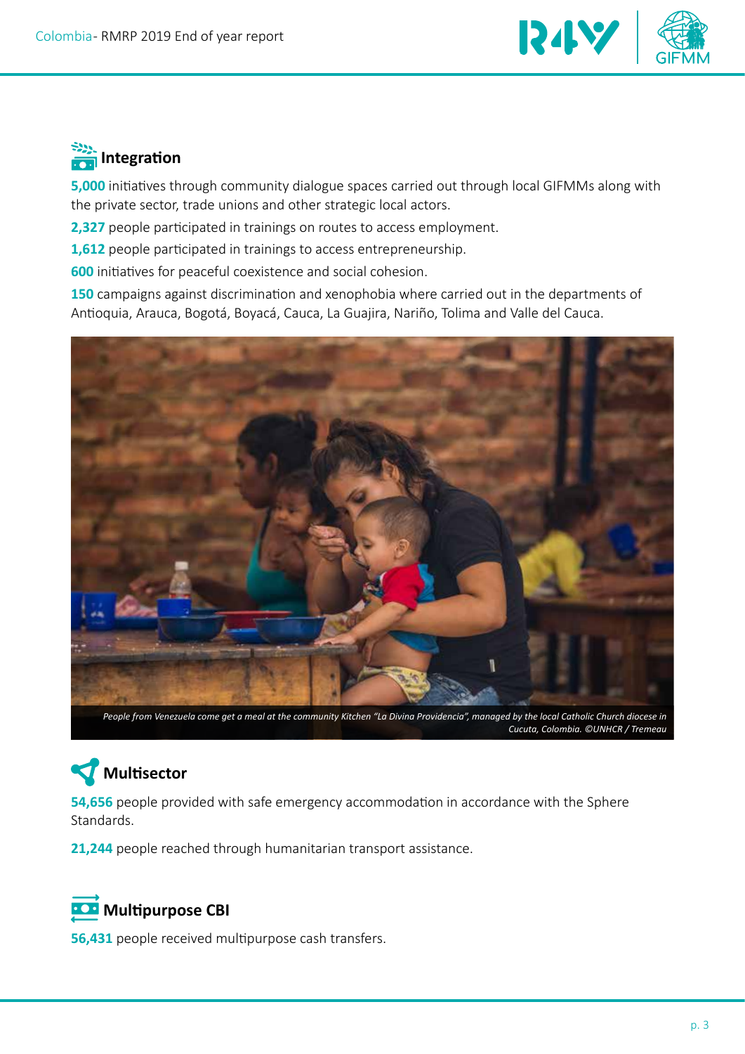## Integration

**5,000** initiatives through community dialogue spaces carried out through local GIFMMs along with the private sector, trade unions and other strategic local actors.

**2,327** people participated in trainings on routes to access employment.

**1,612** people participated in trainings to access entrepreneurship.

**600** initiatives for peaceful coexistence and social cohesion.

**150** campaigns against discrimination and xenophobia where carried out in the departments of Antioquia, Arauca, Bogotá, Boyacá, Cauca, La Guajira, Nariño, Tolima and Valle del Cauca.

*People from Venezuela come get a meal at the community Kitchen "La Divina Providencia", managed by the local Catholic Church diocese in Cucuta, Colombia. ©UNHCR / Tremeau*

## Multisector

**54,656** people provided with safe emergency accommodation in accordance with the Sphere Standards.

**21,244** people reached through humanitarian transport assistance.

## Multipurpose CBI

**56,431** people received multipurpose cash transfers.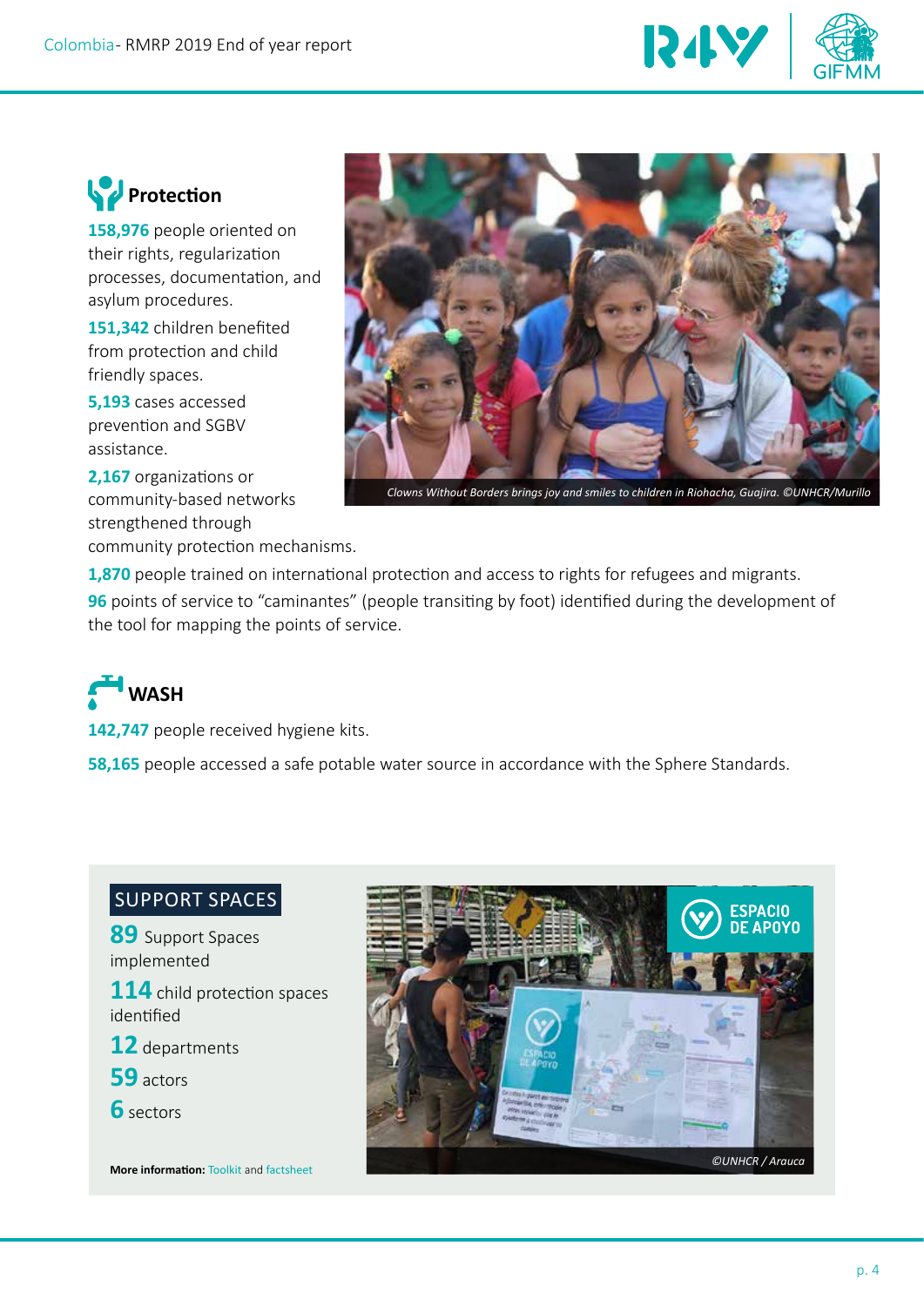## Protection

**158,976** people oriented on their rights, regularization processes, documentation, and asylum procedures.

**151,342** children benefited from protection and child friendly spaces.

**5,193** cases accessed prevention and SGBV assistance.

**2,167** organizations or community-based networks strengthened through community protection mechanisms.

*Clowns Without Borders brings joy and smiles to children in Riohacha, Guajira. ©UNHCR/Murillo*

**1,870** people trained on international protection and access to rights for refugees and migrants.

**96** points of service to "caminantes" (people transiting by foot) identified during the development of the tool for mapping the points of service.

## WASH

**142,747** people received hygiene kits.

**58,165** people accessed a safe potable water source in accordance with the Sphere Standards.

### SUPPORT SPACES

**89** Support Spaces implemented

**114** child protection spaces identified

**12** departments

**59** actors

**6** sectors

**More information:** Toolkit and factsheet

*©UNHCR / Arauca*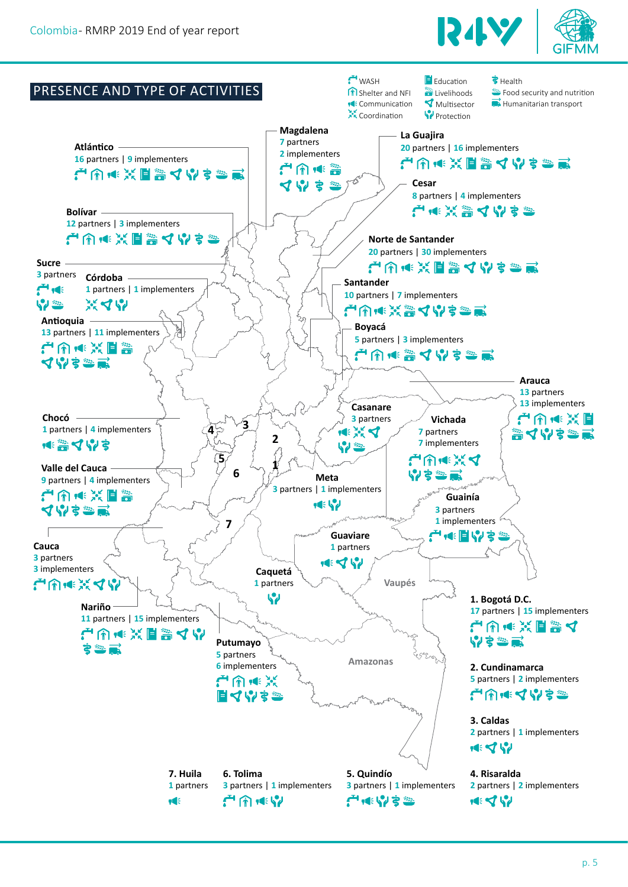## PRESENCE AND TYPE OF ACTIVITIES

Legend: WASH · Education · Health · Shelter and NFI · Livelihoods · Food security and nutrition · Communication · Multisector · Humanitarian transport · Coordination · Protection

**Magdalena**
7 partners
2 implementers

**La Guajira**
20 partners | 16 implementers

**Atlántico**
16 partners | 9 implementers

**Cesar**
8 partners | 4 implementers

**Bolívar**
12 partners | 3 implementers

**Norte de Santander**
20 partners | 30 implementers

**Sucre**
3 partners

**Córdoba**
1 partners | 1 implementers

**Santander**
10 partners | 7 implementers

**Antioquia**
13 partners | 11 implementers

**Boyacá**
5 partners | 3 implementers

**Arauca**
13 partners
13 implementers

**Casanare**
3 partners

**Chocó**
1 partners | 4 implementers

**Vichada**
7 partners
7 implementers

**Valle del Cauca**
9 partners | 4 implementers

**Meta**
3 partners | 1 implementers

**Guainía**
3 partners
1 implementers

**Guaviare**
1 partners

**Cauca**
3 partners
3 implementers

**Caquetá**
1 partners

Vaupés

**1. Bogotá D.C.**
17 partners | 15 implementers

**Nariño**
11 partners | 15 implementers

**Putumayo**
5 partners
6 implementers

Amazonas

**2. Cundinamarca**
5 partners | 2 implementers

**3. Caldas**
2 partners | 1 implementers

**7. Huila**
1 partners

**6. Tolima**
3 partners | 1 implementers

**5. Quindío**
3 partners | 1 implementers

**4. Risaralda**
2 partners | 2 implementers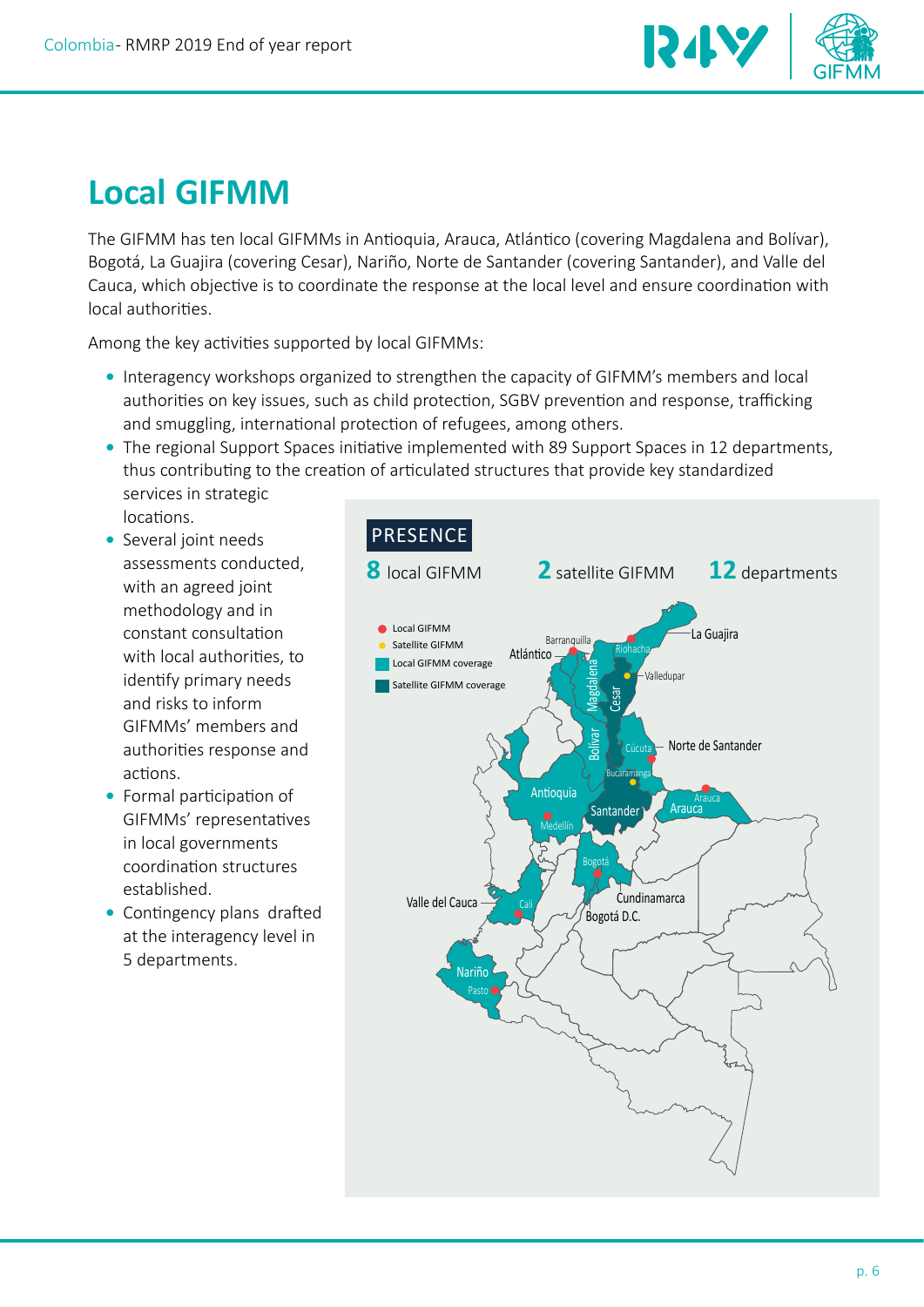# Local GIFMM

The GIFMM has ten local GIFMMs in Antioquia, Arauca, Atlántico (covering Magdalena and Bolívar), Bogotá, La Guajira (covering Cesar), Nariño, Norte de Santander (covering Santander), and Valle del Cauca, which objective is to coordinate the response at the local level and ensure coordination with local authorities.

Among the key activities supported by local GIFMMs:

- Interagency workshops organized to strengthen the capacity of GIFMM's members and local authorities on key issues, such as child protection, SGBV prevention and response, trafficking and smuggling, international protection of refugees, among others.
- The regional Support Spaces initiative implemented with 89 Support Spaces in 12 departments, thus contributing to the creation of articulated structures that provide key standardized services in strategic locations.
- Several joint needs assessments conducted, with an agreed joint methodology and in constant consultation with local authorities, to identify primary needs and risks to inform GIFMMs' members and authorities response and actions.
- Formal participation of GIFMMs' representatives in local governments coordination structures established.
- Contingency plans drafted at the interagency level in 5 departments.

**PRESENCE**

**8** local GIFMM | **2** satellite GIFMM | **12** departments

Legend: Local GIFMM; Satellite GIFMM; Local GIFMM coverage; Satellite GIFMM coverage

Map labels: La Guajira, Riohacha, Atlántico, Barranquilla, Magdalena, Cesar, Valledupar, Bolívar, Norte de Santander, Cúcuta, Bucaramanga, Antioquia, Medellín, Santander, Arauca, Bogotá, Cundinamarca, Bogotá D.C., Valle del Cauca, Cali, Nariño, Pasto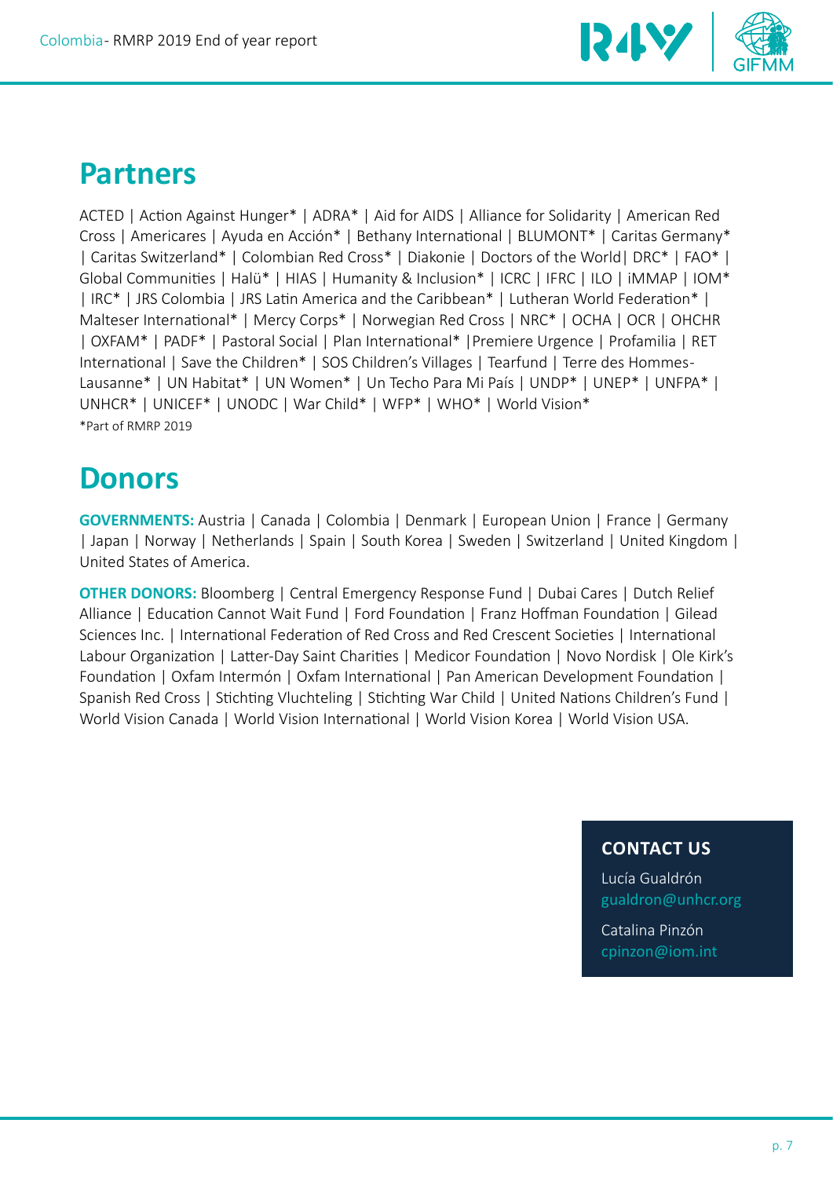## Partners

ACTED | Action Against Hunger* | ADRA* | Aid for AIDS | Alliance for Solidarity | American Red Cross | Americares | Ayuda en Acción* | Bethany International | BLUMONT* | Caritas Germany* | Caritas Switzerland* | Colombian Red Cross* | Diakonie | Doctors of the World| DRC* | FAO* | Global Communities | Halü* | HIAS | Humanity & Inclusion* | ICRC | IFRC | ILO | iMMAP | IOM* | IRC* | JRS Colombia | JRS Latin America and the Caribbean* | Lutheran World Federation* | Malteser International* | Mercy Corps* | Norwegian Red Cross | NRC* | OCHA | OCR | OHCHR | OXFAM* | PADF* | Pastoral Social | Plan International* |Premiere Urgence | Profamilia | RET International | Save the Children* | SOS Children's Villages | Tearfund | Terre des Hommes-Lausanne* | UN Habitat* | UN Women* | Un Techo Para Mi País | UNDP* | UNEP* | UNFPA* | UNHCR* | UNICEF* | UNODC | War Child* | WFP* | WHO* | World Vision*

*Part of RMRP 2019

## Donors

**GOVERNMENTS:** Austria | Canada | Colombia | Denmark | European Union | France | Germany | Japan | Norway | Netherlands | Spain | South Korea | Sweden | Switzerland | United Kingdom | United States of America.

**OTHER DONORS:** Bloomberg | Central Emergency Response Fund | Dubai Cares | Dutch Relief Alliance | Education Cannot Wait Fund | Ford Foundation | Franz Hoffman Foundation | Gilead Sciences Inc. | International Federation of Red Cross and Red Crescent Societies | International Labour Organization | Latter-Day Saint Charities | Medicor Foundation | Novo Nordisk | Ole Kirk's Foundation | Oxfam Intermón | Oxfam International | Pan American Development Foundation | Spanish Red Cross | Stichting Vluchteling | Stichting War Child | United Nations Children's Fund | World Vision Canada | World Vision International | World Vision Korea | World Vision USA.

**CONTACT US**

Lucía Gualdrón
gualdron@unhcr.org

Catalina Pinzón
cpinzon@iom.int